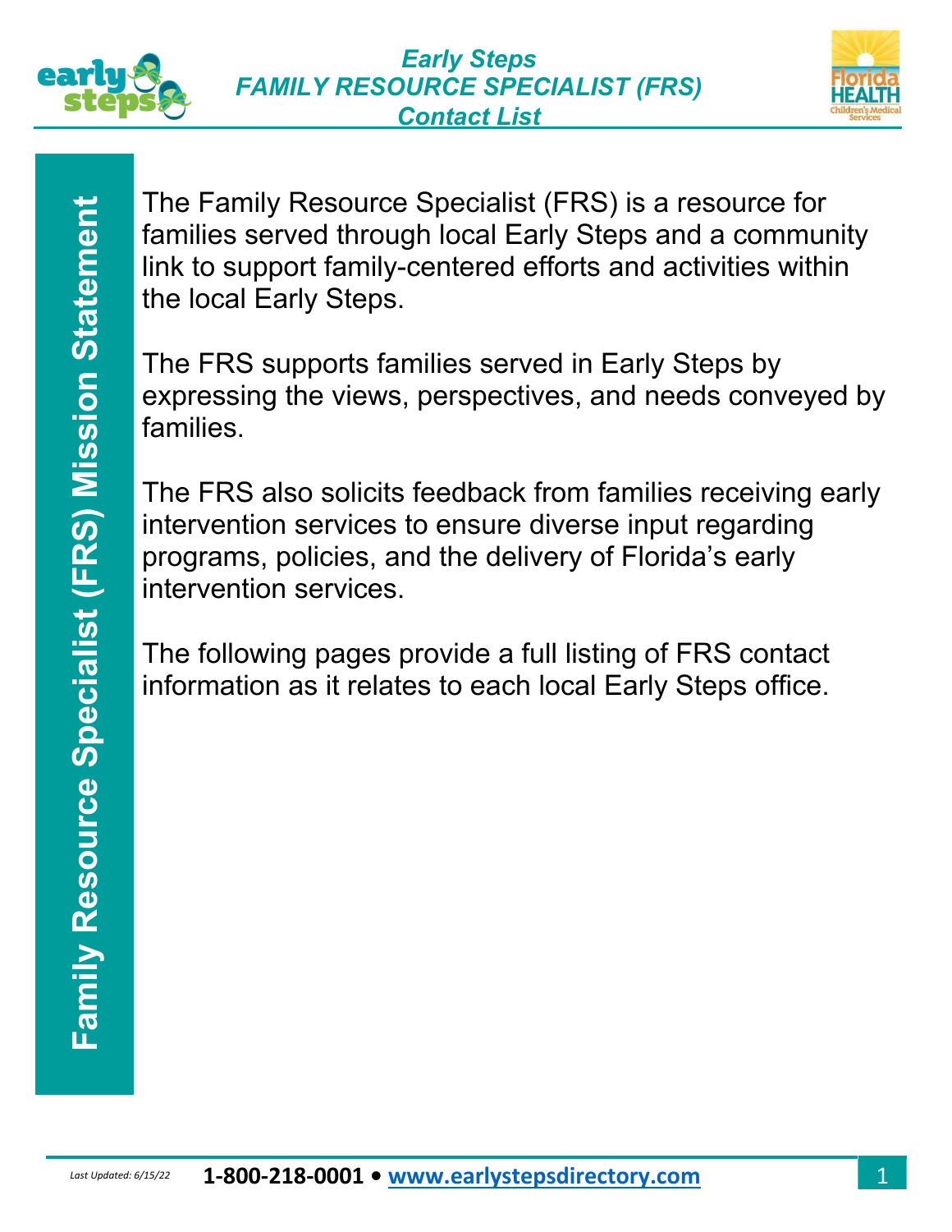# Early Steps
## FAMILY RESOURCE SPECIALIST (FRS)
## Contact List

## Family Resource Specialist (FRS) Mission Statement

The Family Resource Specialist (FRS) is a resource for families served through local Early Steps and a community link to support family-centered efforts and activities within the local Early Steps.

The FRS supports families served in Early Steps by expressing the views, perspectives, and needs conveyed by families.

The FRS also solicits feedback from families receiving early intervention services to ensure diverse input regarding programs, policies, and the delivery of Florida's early intervention services.

The following pages provide a full listing of FRS contact information as it relates to each local Early Steps office.

*Last Updated: 6/15/22*

**1-800-218-0001 • www.earlystepsdirectory.com**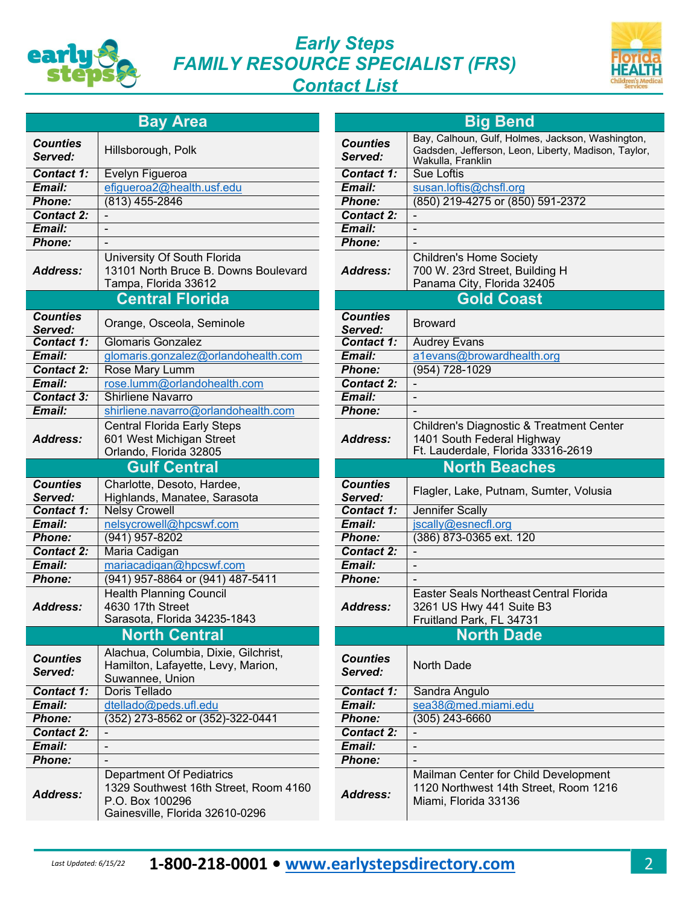# Early Steps FAMILY RESOURCE SPECIALIST (FRS) Contact List

## Bay Area

| | |
|---|---|
| **Counties Served:** | Hillsborough, Polk |
| **Contact 1:** | Evelyn Figueroa |
| **Email:** | efigueroa2@health.usf.edu |
| **Phone:** | (813) 455-2846 |
| **Contact 2:** | - |
| **Email:** | - |
| **Phone:** | - |
| **Address:** | University Of South Florida<br>13101 North Bruce B. Downs Boulevard<br>Tampa, Florida 33612 |

## Central Florida

| | |
|---|---|
| **Counties Served:** | Orange, Osceola, Seminole |
| **Contact 1:** | Glomaris Gonzalez |
| **Email:** | glomaris.gonzalez@orlandohealth.com |
| **Contact 2:** | Rose Mary Lumm |
| **Email:** | rose.lumm@orlandohealth.com |
| **Contact 3:** | Shirliene Navarro |
| **Email:** | shirliene.navarro@orlandohealth.com |
| **Address:** | Central Florida Early Steps<br>601 West Michigan Street<br>Orlando, Florida 32805 |

## Gulf Central

| | |
|---|---|
| **Counties Served:** | Charlotte, Desoto, Hardee, Highlands, Manatee, Sarasota |
| **Contact 1:** | Nelsy Crowell |
| **Email:** | nelsycrowell@hpcswf.com |
| **Phone:** | (941) 957-8202 |
| **Contact 2:** | Maria Cadigan |
| **Email:** | mariacadigan@hpcswf.com |
| **Phone:** | (941) 957-8864 or (941) 487-5411 |
| **Address:** | Health Planning Council<br>4630 17th Street<br>Sarasota, Florida 34235-1843 |

## North Central

| | |
|---|---|
| **Counties Served:** | Alachua, Columbia, Dixie, Gilchrist, Hamilton, Lafayette, Levy, Marion, Suwannee, Union |
| **Contact 1:** | Doris Tellado |
| **Email:** | dtellado@peds.ufl.edu |
| **Phone:** | (352) 273-8562 or (352)-322-0441 |
| **Contact 2:** | - |
| **Email:** | - |
| **Phone:** | - |
| **Address:** | Department Of Pediatrics<br>1329 Southwest 16th Street, Room 4160<br>P.O. Box 100296<br>Gainesville, Florida 32610-0296 |

## Big Bend

| | |
|---|---|
| **Counties Served:** | Bay, Calhoun, Gulf, Holmes, Jackson, Washington, Gadsden, Jefferson, Leon, Liberty, Madison, Taylor, Wakulla, Franklin |
| **Contact 1:** | Sue Loftis |
| **Email:** | susan.loftis@chsfl.org |
| **Phone:** | (850) 219-4275 or (850) 591-2372 |
| **Contact 2:** | - |
| **Email:** | - |
| **Phone:** | - |
| **Address:** | Children's Home Society<br>700 W. 23rd Street, Building H<br>Panama City, Florida 32405 |

## Gold Coast

| | |
|---|---|
| **Counties Served:** | Broward |
| **Contact 1:** | Audrey Evans |
| **Email:** | a1evans@browardhealth.org |
| **Phone:** | (954) 728-1029 |
| **Contact 2:** | - |
| **Email:** | - |
| **Phone:** | - |
| **Address:** | Children's Diagnostic & Treatment Center<br>1401 South Federal Highway<br>Ft. Lauderdale, Florida 33316-2619 |

## North Beaches

| | |
|---|---|
| **Counties Served:** | Flagler, Lake, Putnam, Sumter, Volusia |
| **Contact 1:** | Jennifer Scally |
| **Email:** | jscally@esnecfl.org |
| **Phone:** | (386) 873-0365 ext. 120 |
| **Contact 2:** | - |
| **Email:** | - |
| **Phone:** | - |
| **Address:** | Easter Seals Northeast Central Florida<br>3261 US Hwy 441 Suite B3<br>Fruitland Park, FL 34731 |

## North Dade

| | |
|---|---|
| **Counties Served:** | North Dade |
| **Contact 1:** | Sandra Angulo |
| **Email:** | sea38@med.miami.edu |
| **Phone:** | (305) 243-6660 |
| **Contact 2:** | - |
| **Email:** | - |
| **Phone:** | - |
| **Address:** | Mailman Center for Child Development<br>1120 Northwest 14th Street, Room 1216<br>Miami, Florida 33136 |

*Last Updated: 6/15/22* **1-800-218-0001 • www.earlystepsdirectory.com**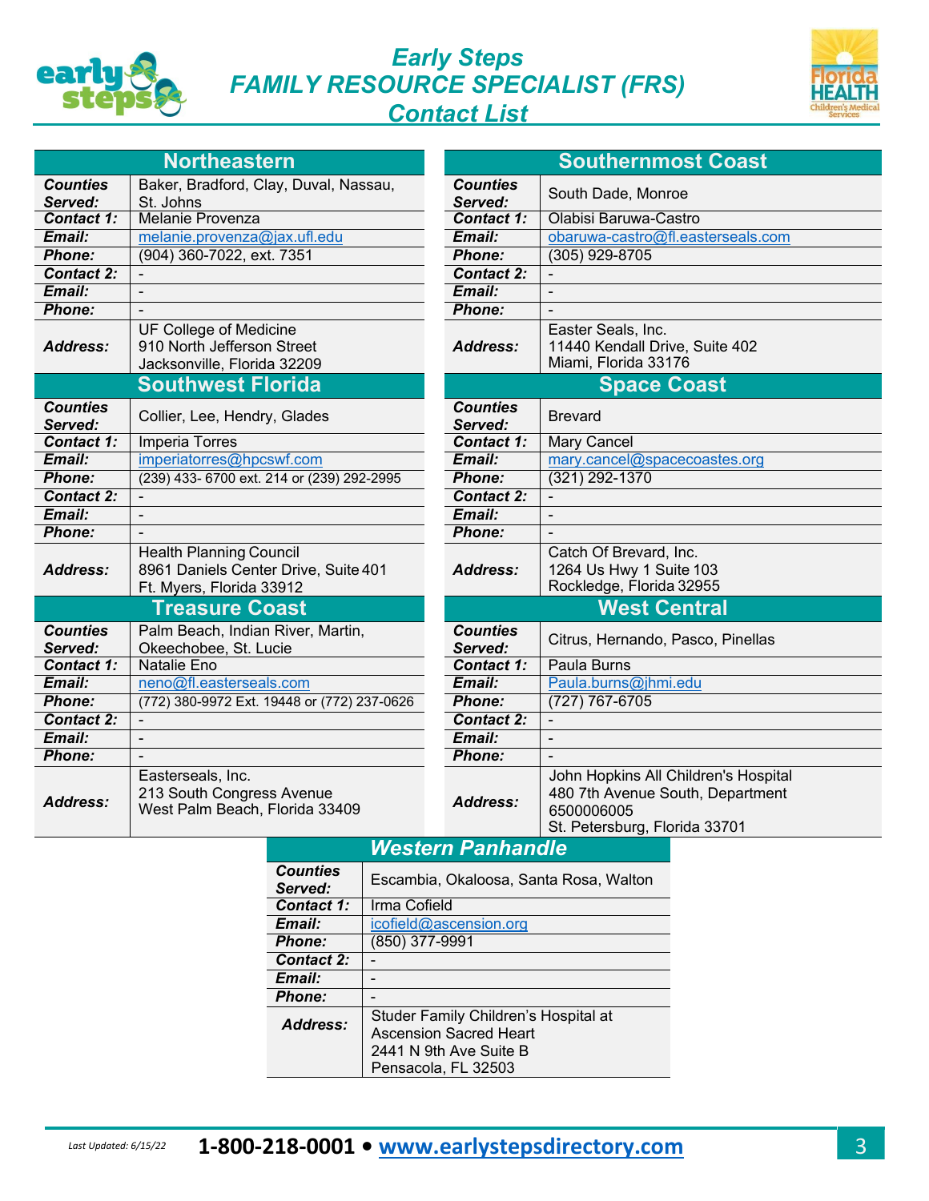# Early Steps FAMILY RESOURCE SPECIALIST (FRS) Contact List

## Northeastern

| | |
|---|---|
| **Counties Served:** | Baker, Bradford, Clay, Duval, Nassau, St. Johns |
| **Contact 1:** | Melanie Provenza |
| **Email:** | melanie.provenza@jax.ufl.edu |
| **Phone:** | (904) 360-7022, ext. 7351 |
| **Contact 2:** | - |
| **Email:** | - |
| **Phone:** | - |
| **Address:** | UF College of Medicine<br>910 North Jefferson Street<br>Jacksonville, Florida 32209 |

## Southwest Florida

| | |
|---|---|
| **Counties Served:** | Collier, Lee, Hendry, Glades |
| **Contact 1:** | Imperia Torres |
| **Email:** | imperiatorres@hpcswf.com |
| **Phone:** | (239) 433- 6700 ext. 214 or (239) 292-2995 |
| **Contact 2:** | - |
| **Email:** | - |
| **Phone:** | - |
| **Address:** | Health Planning Council<br>8961 Daniels Center Drive, Suite 401<br>Ft. Myers, Florida 33912 |

## Treasure Coast

| | |
|---|---|
| **Counties Served:** | Palm Beach, Indian River, Martin, Okeechobee, St. Lucie |
| **Contact 1:** | Natalie Eno |
| **Email:** | neno@fl.easterseals.com |
| **Phone:** | (772) 380-9972 Ext. 19448 or (772) 237-0626 |
| **Contact 2:** | - |
| **Email:** | - |
| **Phone:** | - |
| **Address:** | Easterseals, Inc.<br>213 South Congress Avenue<br>West Palm Beach, Florida 33409 |

## Southernmost Coast

| | |
|---|---|
| **Counties Served:** | South Dade, Monroe |
| **Contact 1:** | Olabisi Baruwa-Castro |
| **Email:** | obaruwa-castro@fl.easterseals.com |
| **Phone:** | (305) 929-8705 |
| **Contact 2:** | - |
| **Email:** | - |
| **Phone:** | - |
| **Address:** | Easter Seals, Inc.<br>11440 Kendall Drive, Suite 402<br>Miami, Florida 33176 |

## Space Coast

| | |
|---|---|
| **Counties Served:** | Brevard |
| **Contact 1:** | Mary Cancel |
| **Email:** | mary.cancel@spacecoastes.org |
| **Phone:** | (321) 292-1370 |
| **Contact 2:** | - |
| **Email:** | - |
| **Phone:** | - |
| **Address:** | Catch Of Brevard, Inc.<br>1264 Us Hwy 1 Suite 103<br>Rockledge, Florida 32955 |

## West Central

| | |
|---|---|
| **Counties Served:** | Citrus, Hernando, Pasco, Pinellas |
| **Contact 1:** | Paula Burns |
| **Email:** | Paula.burns@jhmi.edu |
| **Phone:** | (727) 767-6705 |
| **Contact 2:** | - |
| **Email:** | - |
| **Phone:** | - |
| **Address:** | John Hopkins All Children's Hospital<br>480 7th Avenue South, Department 6500006005<br>St. Petersburg, Florida 33701 |

## Western Panhandle

| | |
|---|---|
| **Counties Served:** | Escambia, Okaloosa, Santa Rosa, Walton |
| **Contact 1:** | Irma Cofield |
| **Email:** | icofield@ascension.org |
| **Phone:** | (850) 377-9991 |
| **Contact 2:** | - |
| **Email:** | - |
| **Phone:** | - |
| **Address:** | Studer Family Children's Hospital at Ascension Sacred Heart<br>2441 N 9th Ave Suite B<br>Pensacola, FL 32503 |

*Last Updated: 6/15/22* **1-800-218-0001 • www.earlystepsdirectory.com**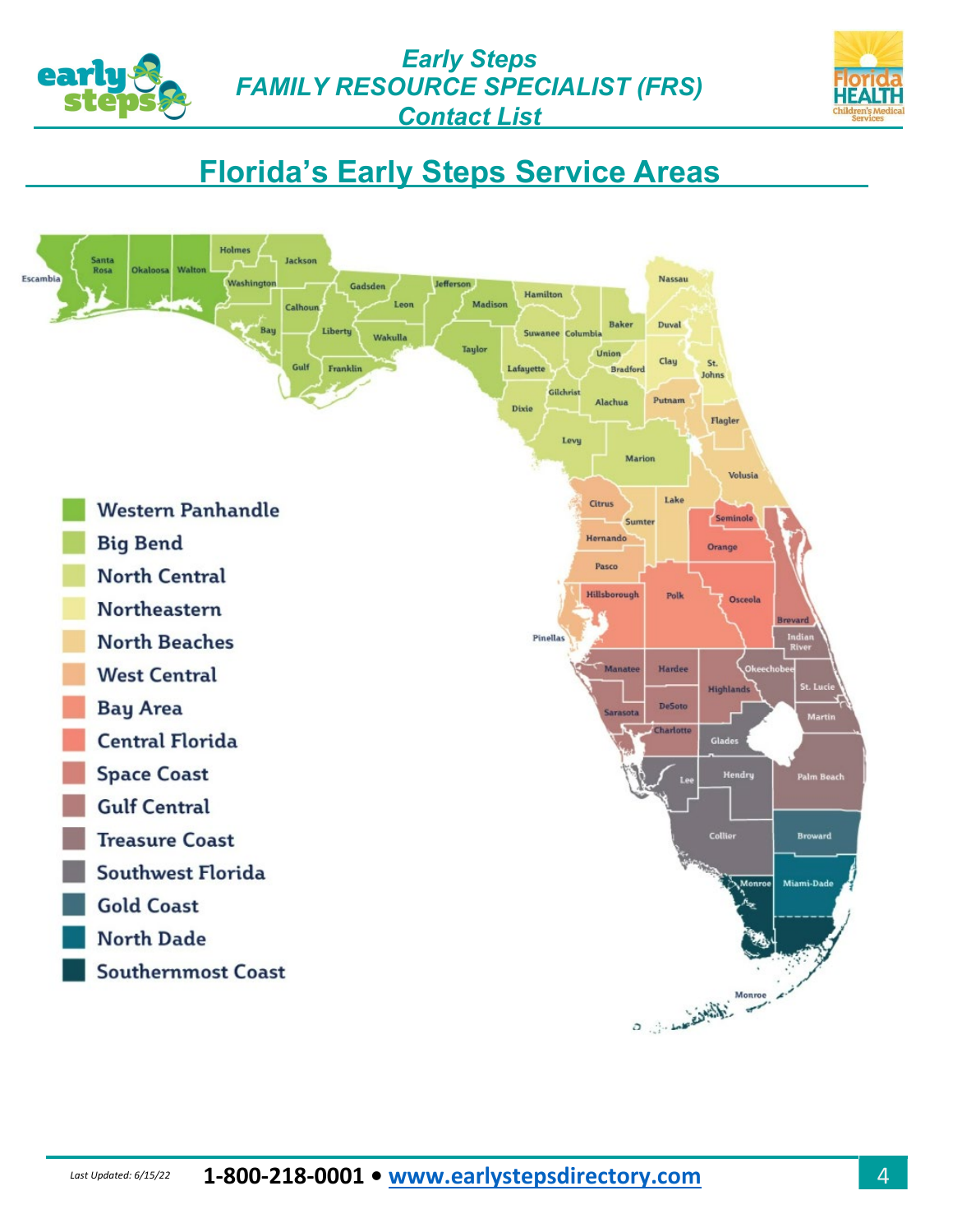# Florida's Early Steps Service Areas

Escambia
Santa Rosa
Okaloosa
Walton
Holmes
Jackson
Washington
Calhoun
Bay
Gulf
Gadsden
Liberty
Franklin
Leon
Wakulla
Jefferson
Madison
Taylor
Hamilton
Suwanee
Lafayette
Columbia
Baker
Union
Bradford
Nassau
Duval
Clay
St. Johns
Gilchrist
Dixie
Alachua
Putnam
Flagler
Levy
Marion
Volusia
Citrus
Lake
Sumter
Hernando
Seminole
Orange
Pasco
Hillsborough
Polk
Osceola
Pinellas
Brevard
Indian River
Manatee
Hardee
Okeechobee
Highlands
St. Lucie
Sarasota
DeSoto
Martin
Charlotte
Glades
Lee
Hendry
Palm Beach
Collier
Broward
Monroe
Miami-Dade
Monroe

- Western Panhandle
- Big Bend
- North Central
- Northeastern
- North Beaches
- West Central
- Bay Area
- Central Florida
- Space Coast
- Gulf Central
- Treasure Coast
- Southwest Florida
- Gold Coast
- North Dade
- Southernmost Coast